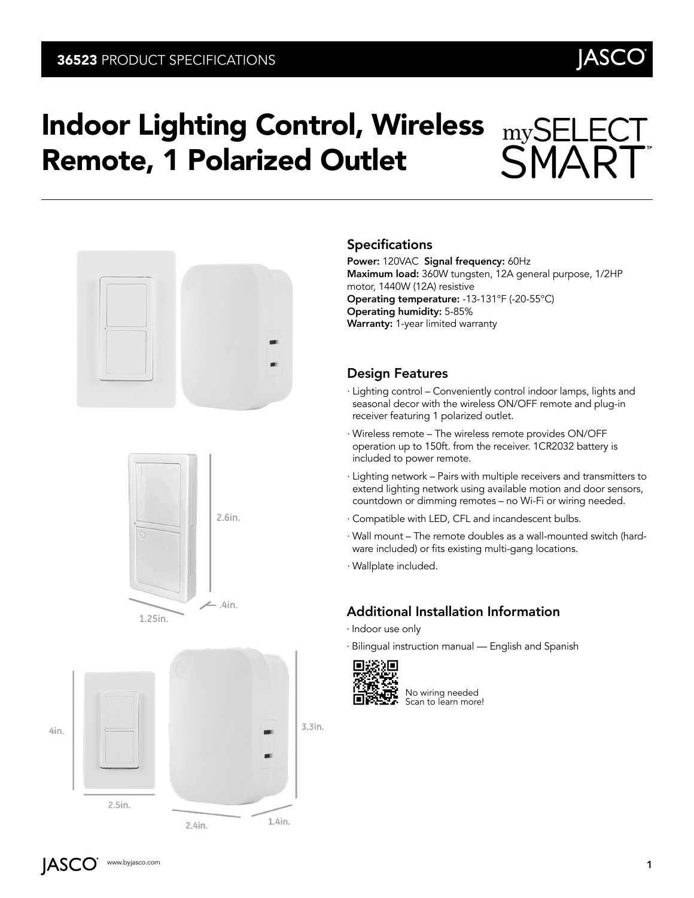**36523** PRODUCT SPECIFICATIONS

# Indoor Lighting Control, Wireless Remote, 1 Polarized Outlet

mySELECT SMART™

## Specifications

**Power:** 120VAC **Signal frequency:** 60Hz
**Maximum load:** 360W tungsten, 12A general purpose, 1/2HP motor, 1440W (12A) resistive
**Operating temperature:** -13-131°F (-20-55°C)
**Operating humidity:** 5-85%
**Warranty:** 1-year limited warranty

## Design Features

- Lighting control – Conveniently control indoor lamps, lights and seasonal decor with the wireless ON/OFF remote and plug-in receiver featuring 1 polarized outlet.
- Wireless remote – The wireless remote provides ON/OFF operation up to 150ft. from the receiver. 1CR2032 battery is included to power remote.
- Lighting network – Pairs with multiple receivers and transmitters to extend lighting network using available motion and door sensors, countdown or dimming remotes – no Wi-Fi or wiring needed.
- Compatible with LED, CFL and incandescent bulbs.
- Wall mount – The remote doubles as a wall-mounted switch (hardware included) or fits existing multi-gang locations.
- Wallplate included.

## Additional Installation Information

- Indoor use only
- Bilingual instruction manual — English and Spanish

No wiring needed
Scan to learn more!

2.6in.
.4in.
1.25in.

4in.
2.5in.
3.3in.
2.4in.
1.4in.

www.byjasco.com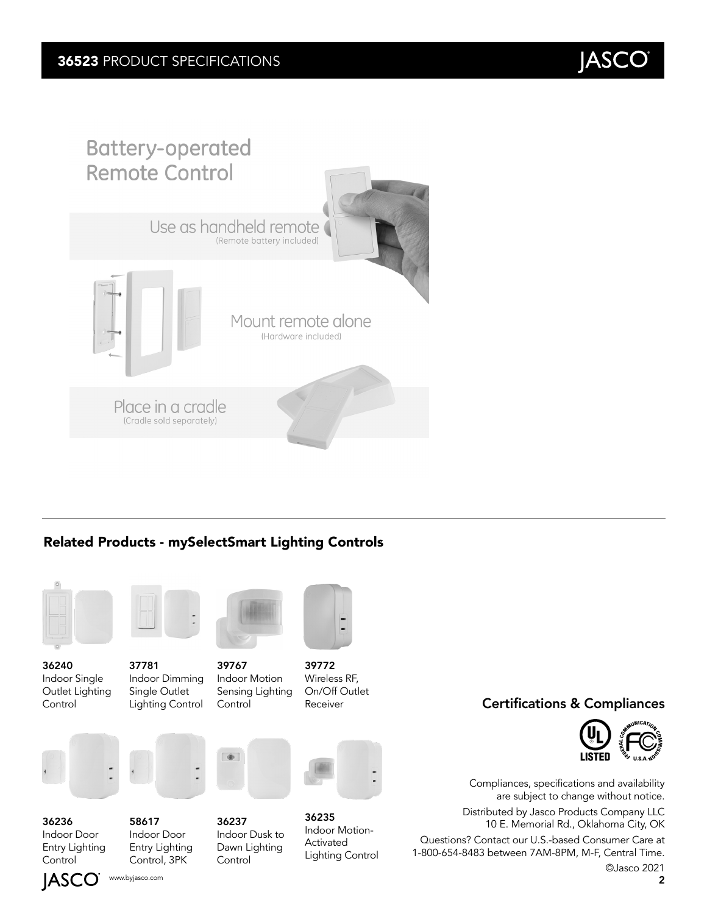# 36523 PRODUCT SPECIFICATIONS

## Battery-operated Remote Control

Use as handheld remote
(Remote battery included)

Mount remote alone
(Hardware included)

Place in a cradle
(Cradle sold separately)

## Related Products - mySelectSmart Lighting Controls

**36240**
Indoor Single Outlet Lighting Control

**37781**
Indoor Dimming Single Outlet Lighting Control

**39767**
Indoor Motion Sensing Lighting Control

**39772**
Wireless RF, On/Off Outlet Receiver

**36236**
Indoor Door Entry Lighting Control

**58617**
Indoor Door Entry Lighting Control, 3PK

**36237**
Indoor Dusk to Dawn Lighting Control

**36235**
Indoor Motion-Activated Lighting Control

## Certifications & Compliances

Compliances, specifications and availability are subject to change without notice.

Distributed by Jasco Products Company LLC
10 E. Memorial Rd., Oklahoma City, OK

Questions? Contact our U.S.-based Consumer Care at 1-800-654-8483 between 7AM-8PM, M-F, Central Time.

©Jasco 2021

www.byjasco.com